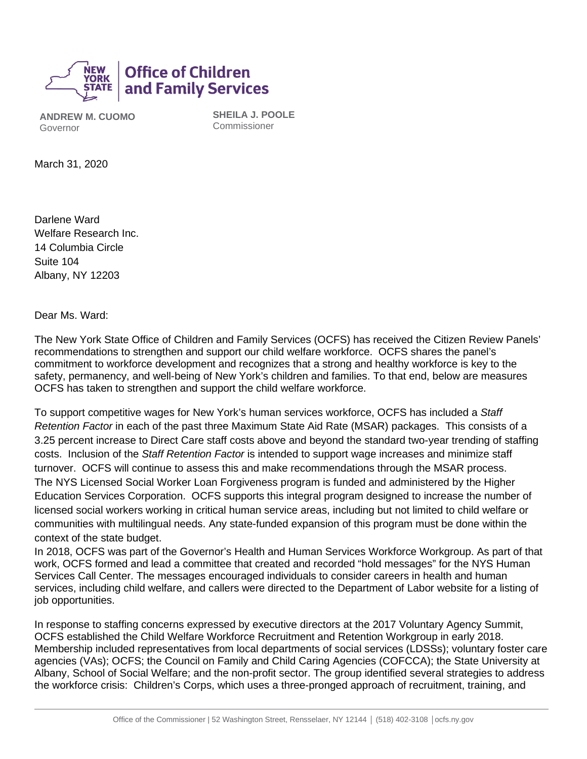**Office of Children and Family Services**

**ANDREW M. CUOMO**
Governor

**SHEILA J. POOLE**
Commissioner

March 31, 2020

Darlene Ward
Welfare Research Inc.
14 Columbia Circle
Suite 104
Albany, NY 12203

Dear Ms. Ward:

The New York State Office of Children and Family Services (OCFS) has received the Citizen Review Panels' recommendations to strengthen and support our child welfare workforce. OCFS shares the panel's commitment to workforce development and recognizes that a strong and healthy workforce is key to the safety, permanency, and well-being of New York's children and families. To that end, below are measures OCFS has taken to strengthen and support the child welfare workforce.

To support competitive wages for New York's human services workforce, OCFS has included a *Staff Retention Factor* in each of the past three Maximum State Aid Rate (MSAR) packages. This consists of a 3.25 percent increase to Direct Care staff costs above and beyond the standard two-year trending of staffing costs. Inclusion of the *Staff Retention Factor* is intended to support wage increases and minimize staff turnover. OCFS will continue to assess this and make recommendations through the MSAR process.

The NYS Licensed Social Worker Loan Forgiveness program is funded and administered by the Higher Education Services Corporation. OCFS supports this integral program designed to increase the number of licensed social workers working in critical human service areas, including but not limited to child welfare or communities with multilingual needs. Any state-funded expansion of this program must be done within the context of the state budget.

In 2018, OCFS was part of the Governor's Health and Human Services Workforce Workgroup. As part of that work, OCFS formed and lead a committee that created and recorded "hold messages" for the NYS Human Services Call Center. The messages encouraged individuals to consider careers in health and human services, including child welfare, and callers were directed to the Department of Labor website for a listing of job opportunities.

In response to staffing concerns expressed by executive directors at the 2017 Voluntary Agency Summit, OCFS established the Child Welfare Workforce Recruitment and Retention Workgroup in early 2018. Membership included representatives from local departments of social services (LDSSs); voluntary foster care agencies (VAs); OCFS; the Council on Family and Child Caring Agencies (COFCCA); the State University at Albany, School of Social Welfare; and the non-profit sector. The group identified several strategies to address the workforce crisis: Children's Corps, which uses a three-pronged approach of recruitment, training, and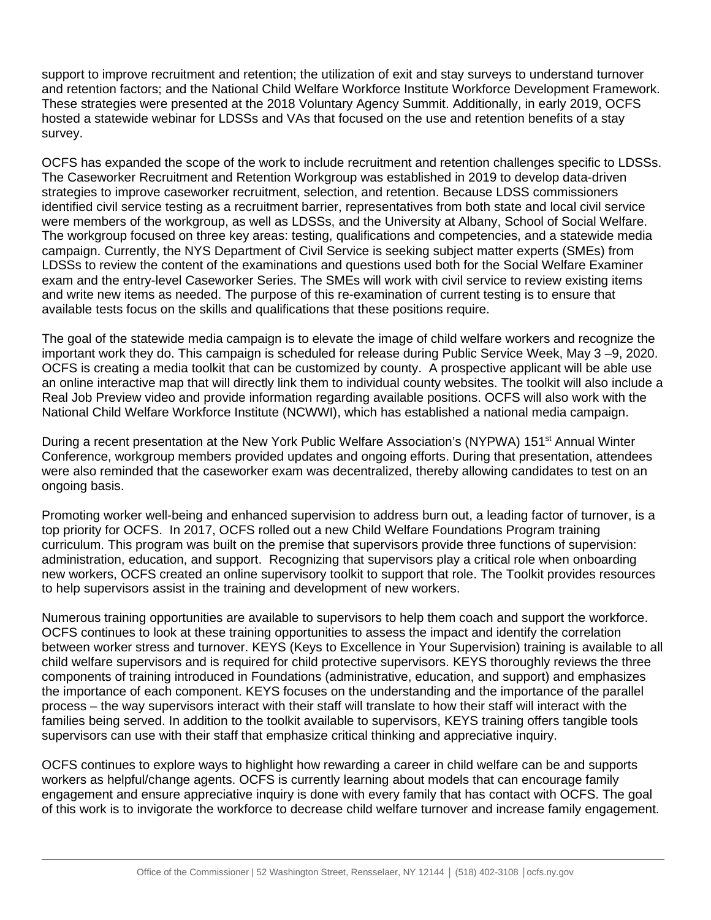support to improve recruitment and retention; the utilization of exit and stay surveys to understand turnover and retention factors; and the National Child Welfare Workforce Institute Workforce Development Framework. These strategies were presented at the 2018 Voluntary Agency Summit. Additionally, in early 2019, OCFS hosted a statewide webinar for LDSSs and VAs that focused on the use and retention benefits of a stay survey.

OCFS has expanded the scope of the work to include recruitment and retention challenges specific to LDSSs. The Caseworker Recruitment and Retention Workgroup was established in 2019 to develop data-driven strategies to improve caseworker recruitment, selection, and retention. Because LDSS commissioners identified civil service testing as a recruitment barrier, representatives from both state and local civil service were members of the workgroup, as well as LDSSs, and the University at Albany, School of Social Welfare. The workgroup focused on three key areas: testing, qualifications and competencies, and a statewide media campaign. Currently, the NYS Department of Civil Service is seeking subject matter experts (SMEs) from LDSSs to review the content of the examinations and questions used both for the Social Welfare Examiner exam and the entry-level Caseworker Series. The SMEs will work with civil service to review existing items and write new items as needed. The purpose of this re-examination of current testing is to ensure that available tests focus on the skills and qualifications that these positions require.

The goal of the statewide media campaign is to elevate the image of child welfare workers and recognize the important work they do. This campaign is scheduled for release during Public Service Week, May 3 –9, 2020. OCFS is creating a media toolkit that can be customized by county. A prospective applicant will be able use an online interactive map that will directly link them to individual county websites. The toolkit will also include a Real Job Preview video and provide information regarding available positions. OCFS will also work with the National Child Welfare Workforce Institute (NCWWI), which has established a national media campaign.

During a recent presentation at the New York Public Welfare Association's (NYPWA) 151st Annual Winter Conference, workgroup members provided updates and ongoing efforts. During that presentation, attendees were also reminded that the caseworker exam was decentralized, thereby allowing candidates to test on an ongoing basis.

Promoting worker well-being and enhanced supervision to address burn out, a leading factor of turnover, is a top priority for OCFS. In 2017, OCFS rolled out a new Child Welfare Foundations Program training curriculum. This program was built on the premise that supervisors provide three functions of supervision: administration, education, and support. Recognizing that supervisors play a critical role when onboarding new workers, OCFS created an online supervisory toolkit to support that role. The Toolkit provides resources to help supervisors assist in the training and development of new workers.

Numerous training opportunities are available to supervisors to help them coach and support the workforce. OCFS continues to look at these training opportunities to assess the impact and identify the correlation between worker stress and turnover. KEYS (Keys to Excellence in Your Supervision) training is available to all child welfare supervisors and is required for child protective supervisors. KEYS thoroughly reviews the three components of training introduced in Foundations (administrative, education, and support) and emphasizes the importance of each component. KEYS focuses on the understanding and the importance of the parallel process – the way supervisors interact with their staff will translate to how their staff will interact with the families being served. In addition to the toolkit available to supervisors, KEYS training offers tangible tools supervisors can use with their staff that emphasize critical thinking and appreciative inquiry.

OCFS continues to explore ways to highlight how rewarding a career in child welfare can be and supports workers as helpful/change agents. OCFS is currently learning about models that can encourage family engagement and ensure appreciative inquiry is done with every family that has contact with OCFS. The goal of this work is to invigorate the workforce to decrease child welfare turnover and increase family engagement.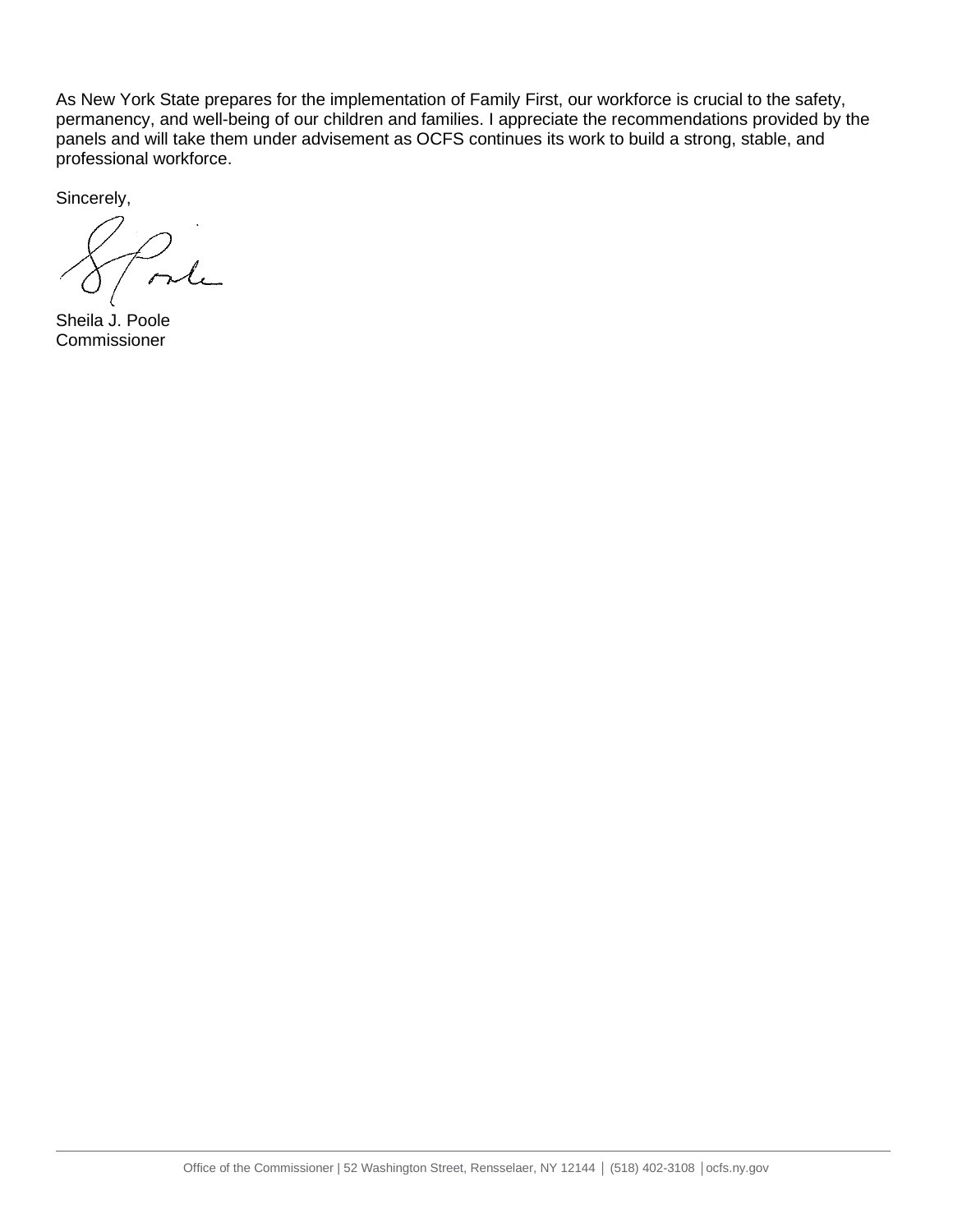As New York State prepares for the implementation of Family First, our workforce is crucial to the safety, permanency, and well-being of our children and families. I appreciate the recommendations provided by the panels and will take them under advisement as OCFS continues its work to build a strong, stable, and professional workforce.

Sincerely,

Sheila J. Poole
Commissioner